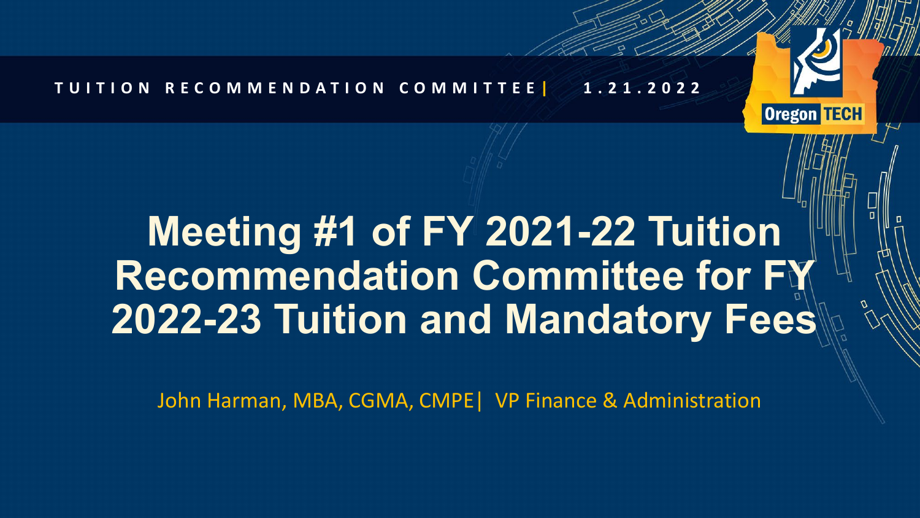TUITION RECOMMENDATION COMMITTEE | 1.21.2022

# Meeting #1 of FY 2021-22 Tuition Recommendation Committee for FY 2022-23 Tuition and Mandatory Fees

John Harman, MBA, CGMA, CMPE | VP Finance & Administration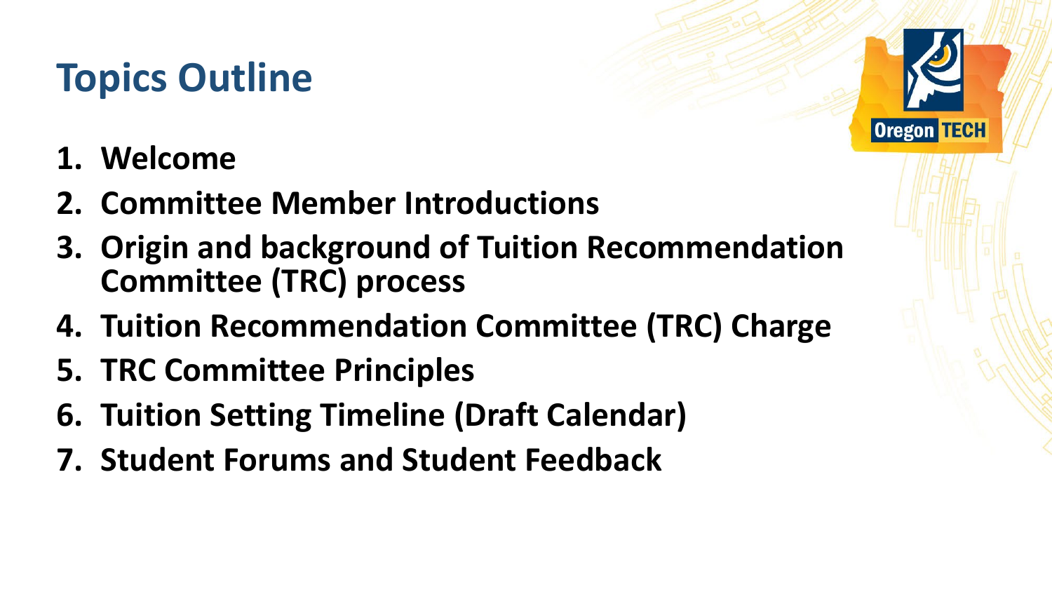# Topics Outline

1. **Welcome**
2. **Committee Member Introductions**
3. **Origin and background of Tuition Recommendation Committee (TRC) process**
4. **Tuition Recommendation Committee (TRC) Charge**
5. **TRC Committee Principles**
6. **Tuition Setting Timeline (Draft Calendar)**
7. **Student Forums and Student Feedback**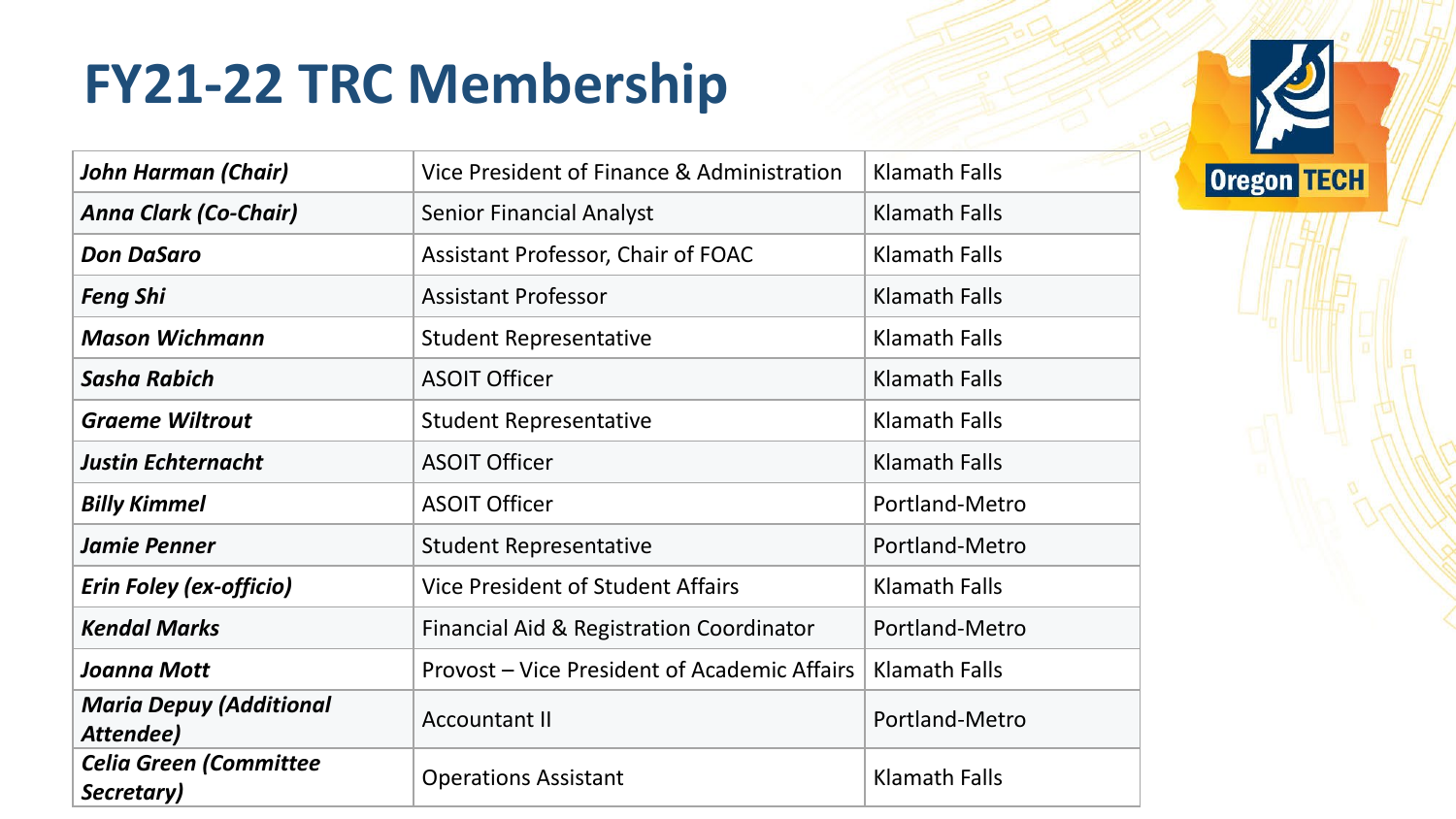# FY21-22 TRC Membership

| | | |
|---|---|---|
| ***John Harman (Chair)*** | Vice President of Finance & Administration | Klamath Falls |
| ***Anna Clark (Co-Chair)*** | Senior Financial Analyst | Klamath Falls |
| ***Don DaSaro*** | Assistant Professor, Chair of FOAC | Klamath Falls |
| ***Feng Shi*** | Assistant Professor | Klamath Falls |
| ***Mason Wichmann*** | Student Representative | Klamath Falls |
| ***Sasha Rabich*** | ASOIT Officer | Klamath Falls |
| ***Graeme Wiltrout*** | Student Representative | Klamath Falls |
| ***Justin Echternacht*** | ASOIT Officer | Klamath Falls |
| ***Billy Kimmel*** | ASOIT Officer | Portland-Metro |
| ***Jamie Penner*** | Student Representative | Portland-Metro |
| ***Erin Foley (ex-officio)*** | Vice President of Student Affairs | Klamath Falls |
| ***Kendal Marks*** | Financial Aid & Registration Coordinator | Portland-Metro |
| ***Joanna Mott*** | Provost – Vice President of Academic Affairs | Klamath Falls |
| ***Maria Depuy (Additional Attendee)*** | Accountant II | Portland-Metro |
| ***Celia Green (Committee Secretary)*** | Operations Assistant | Klamath Falls |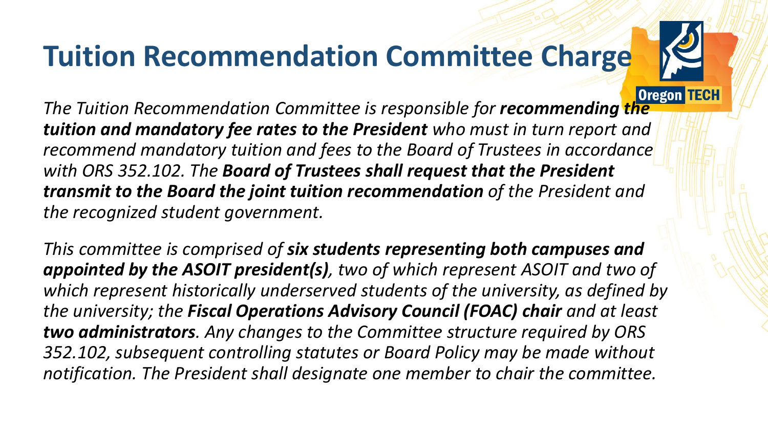# Tuition Recommendation Committee Charge

*The Tuition Recommendation Committee is responsible for **recommending the tuition and mandatory fee rates to the President** who must in turn report and recommend mandatory tuition and fees to the Board of Trustees in accordance with ORS 352.102. The **Board of Trustees shall request that the President transmit to the Board the joint tuition recommendation** of the President and the recognized student government.*

*This committee is comprised of **six students representing both campuses and appointed by the ASOIT president(s)**, two of which represent ASOIT and two of which represent historically underserved students of the university, as defined by the university; the **Fiscal Operations Advisory Council (FOAC) chair** and at least **two administrators**. Any changes to the Committee structure required by ORS 352.102, subsequent controlling statutes or Board Policy may be made without notification. The President shall designate one member to chair the committee.*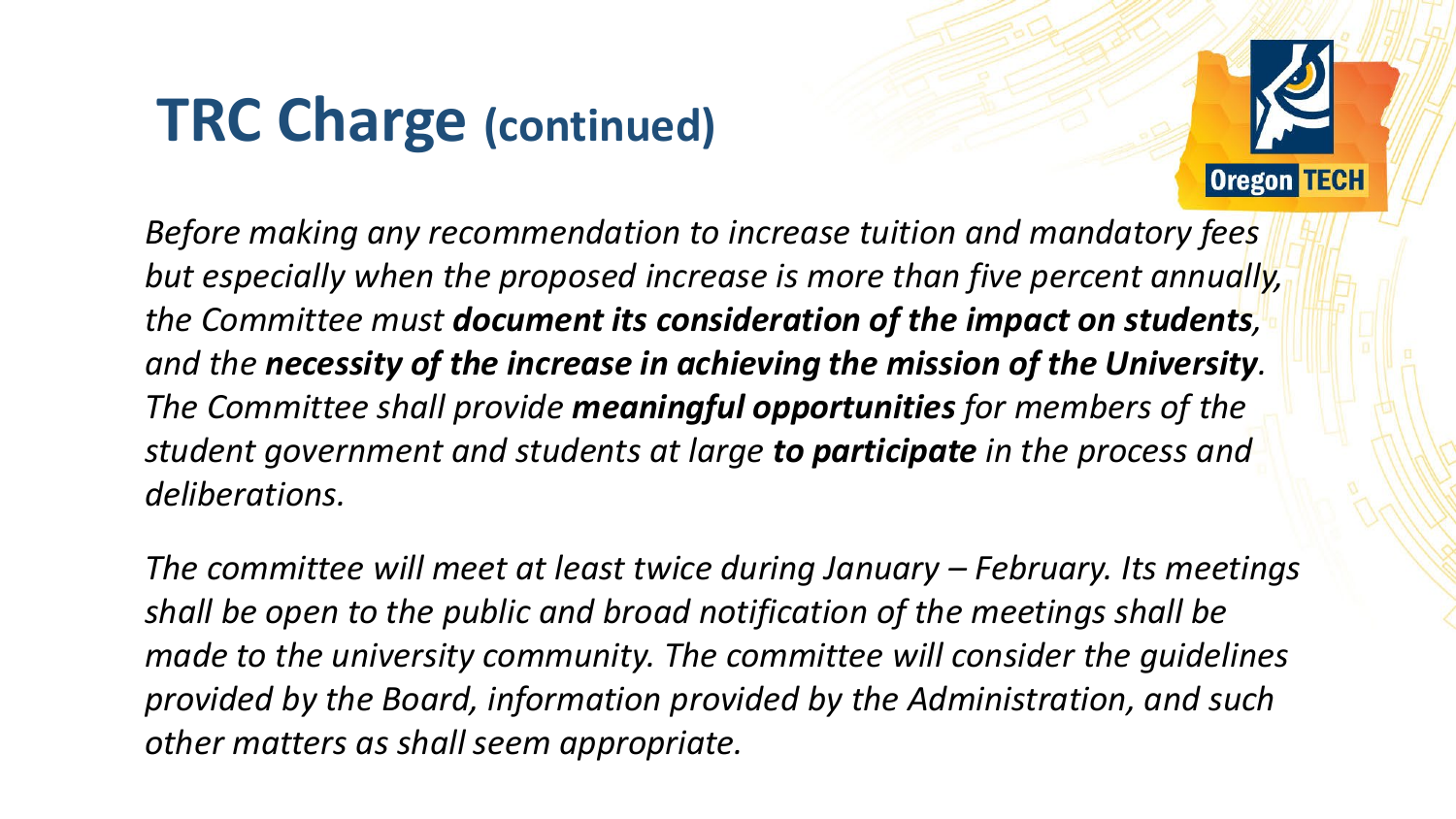# TRC Charge (continued)

*Before making any recommendation to increase tuition and mandatory fees but especially when the proposed increase is more than five percent annually, the Committee must **document its consideration of the impact on students**, and the **necessity of the increase in achieving the mission of the University**. The Committee shall provide **meaningful opportunities** for members of the student government and students at large **to participate** in the process and deliberations.*

*The committee will meet at least twice during January – February. Its meetings shall be open to the public and broad notification of the meetings shall be made to the university community. The committee will consider the guidelines provided by the Board, information provided by the Administration, and such other matters as shall seem appropriate.*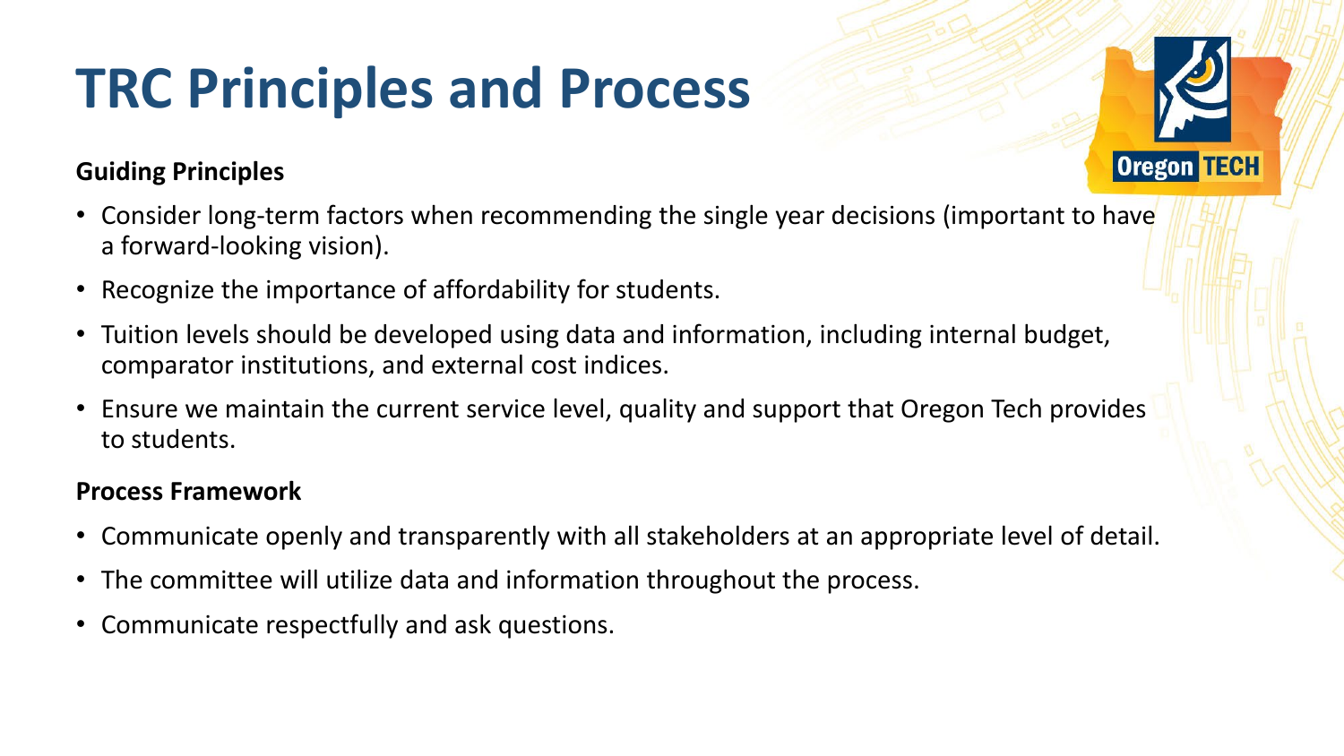# TRC Principles and Process

**Guiding Principles**

- Consider long-term factors when recommending the single year decisions (important to have a forward-looking vision).
- Recognize the importance of affordability for students.
- Tuition levels should be developed using data and information, including internal budget, comparator institutions, and external cost indices.
- Ensure we maintain the current service level, quality and support that Oregon Tech provides to students.

**Process Framework**

- Communicate openly and transparently with all stakeholders at an appropriate level of detail.
- The committee will utilize data and information throughout the process.
- Communicate respectfully and ask questions.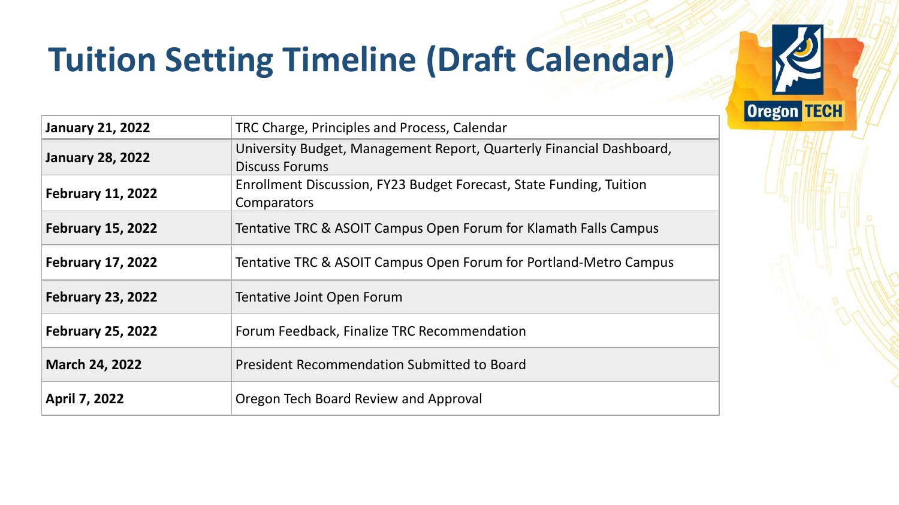# Tuition Setting Timeline (Draft Calendar)

| Date | Item |
| --- | --- |
| **January 21, 2022** | TRC Charge, Principles and Process, Calendar |
| **January 28, 2022** | University Budget, Management Report, Quarterly Financial Dashboard, Discuss Forums |
| **February 11, 2022** | Enrollment Discussion, FY23 Budget Forecast, State Funding, Tuition Comparators |
| **February 15, 2022** | Tentative TRC & ASOIT Campus Open Forum for Klamath Falls Campus |
| **February 17, 2022** | Tentative TRC & ASOIT Campus Open Forum for Portland-Metro Campus |
| **February 23, 2022** | Tentative Joint Open Forum |
| **February 25, 2022** | Forum Feedback, Finalize TRC Recommendation |
| **March 24, 2022** | President Recommendation Submitted to Board |
| **April 7, 2022** | Oregon Tech Board Review and Approval |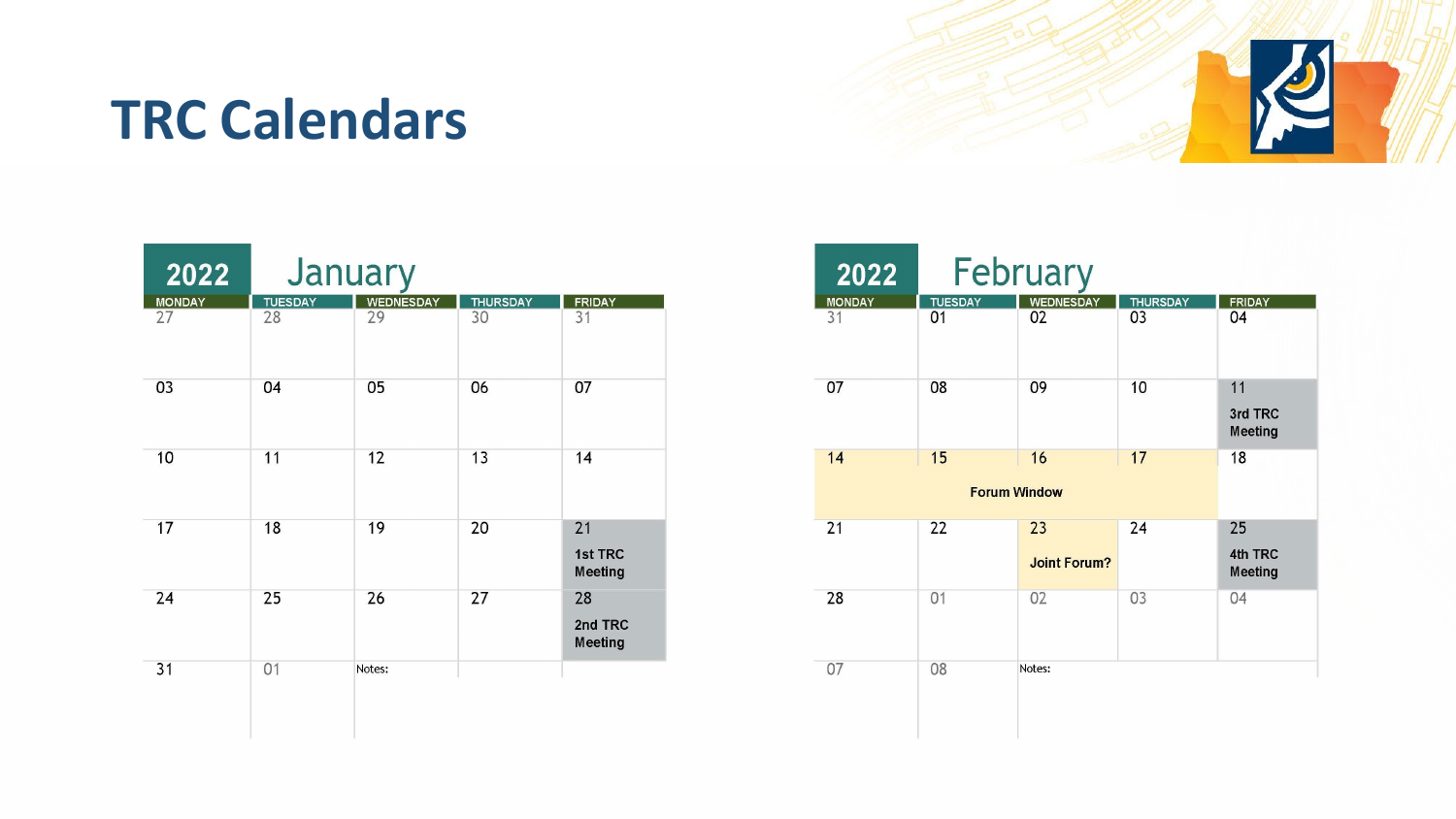# TRC Calendars

## 2022 January

| MONDAY | TUESDAY | WEDNESDAY | THURSDAY | FRIDAY |
|---|---|---|---|---|
| 27 | 28 | 29 | 30 | 31 |
| 03 | 04 | 05 | 06 | 07 |
| 10 | 11 | 12 | 13 | 14 |
| 17 | 18 | 19 | 20 | 21 **1st TRC Meeting** |
| 24 | 25 | 26 | 27 | 28 **2nd TRC Meeting** |
| 31 | 01 | Notes: | | |

## 2022 February

| MONDAY | TUESDAY | WEDNESDAY | THURSDAY | FRIDAY |
|---|---|---|---|---|
| 31 | 01 | 02 | 03 | 04 |
| 07 | 08 | 09 | 10 | 11 **3rd TRC Meeting** |
| 14 **Forum Window** | 15 **Forum Window** | 16 **Forum Window** | 17 **Forum Window** | 18 |
| 21 | 22 | 23 **Joint Forum?** | 24 | 25 **4th TRC Meeting** |
| 28 | 01 | 02 | 03 | 04 |
| 07 | 08 | Notes: | | |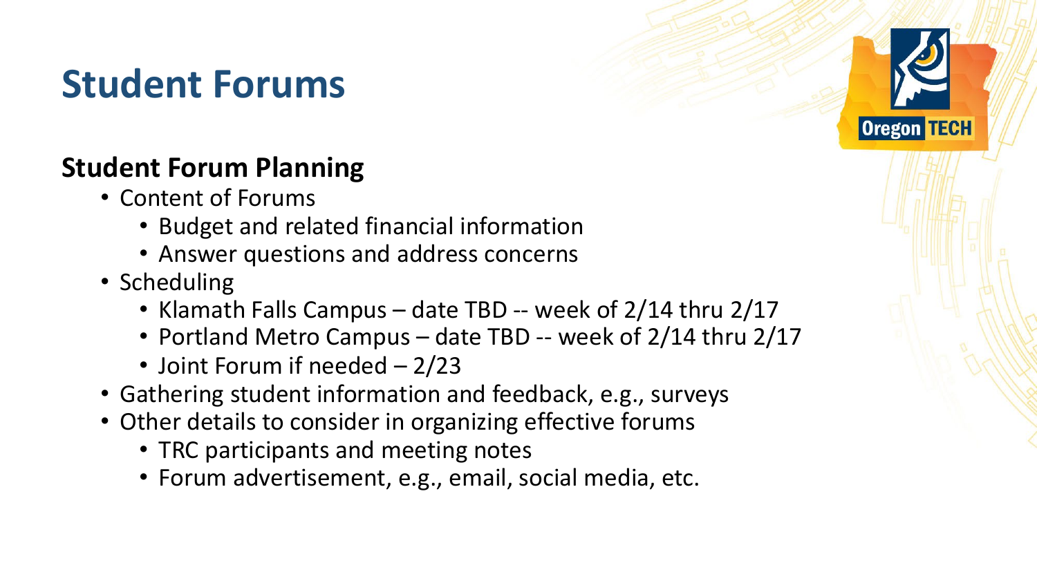# Student Forums

## Student Forum Planning

- Content of Forums
  - Budget and related financial information
  - Answer questions and address concerns
- Scheduling
  - Klamath Falls Campus – date TBD -- week of 2/14 thru 2/17
  - Portland Metro Campus – date TBD -- week of 2/14 thru 2/17
  - Joint Forum if needed – 2/23
- Gathering student information and feedback, e.g., surveys
- Other details to consider in organizing effective forums
  - TRC participants and meeting notes
  - Forum advertisement, e.g., email, social media, etc.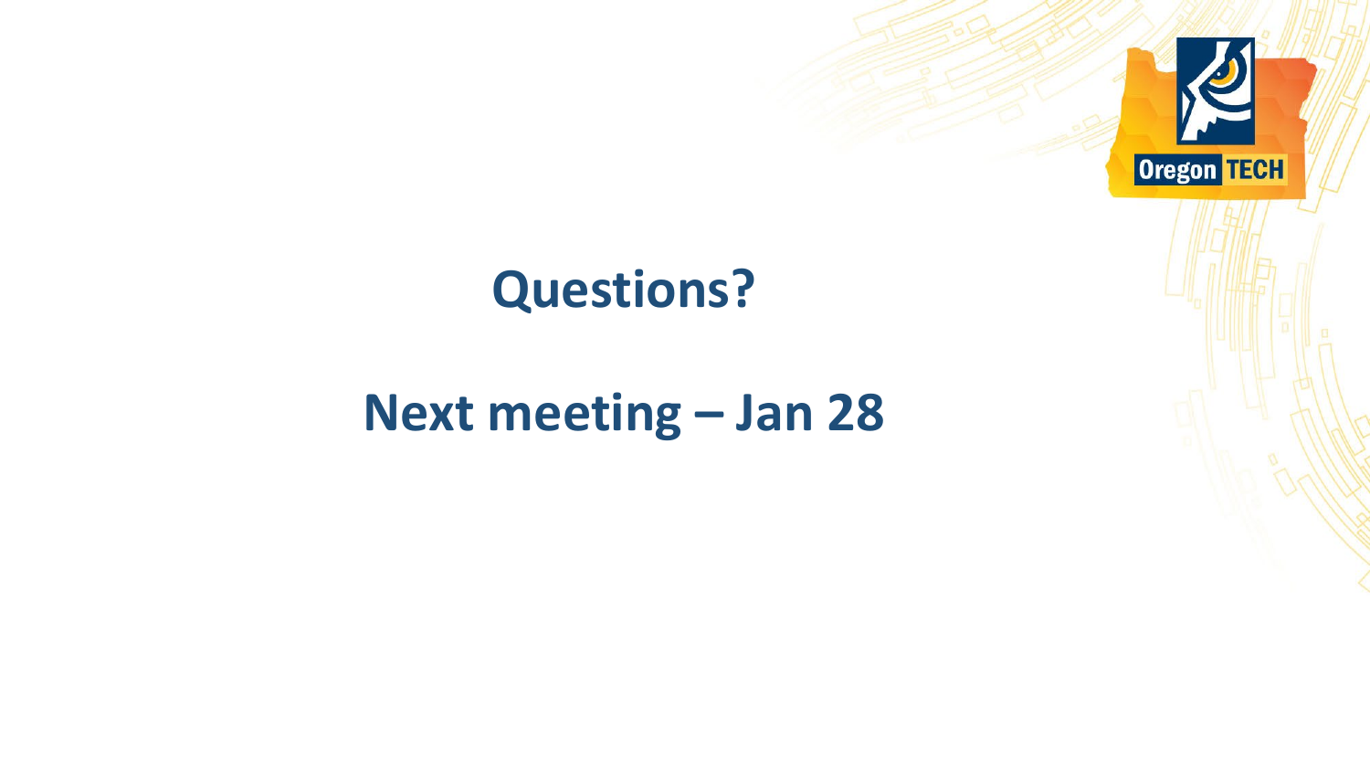# Questions?

# Next meeting – Jan 28